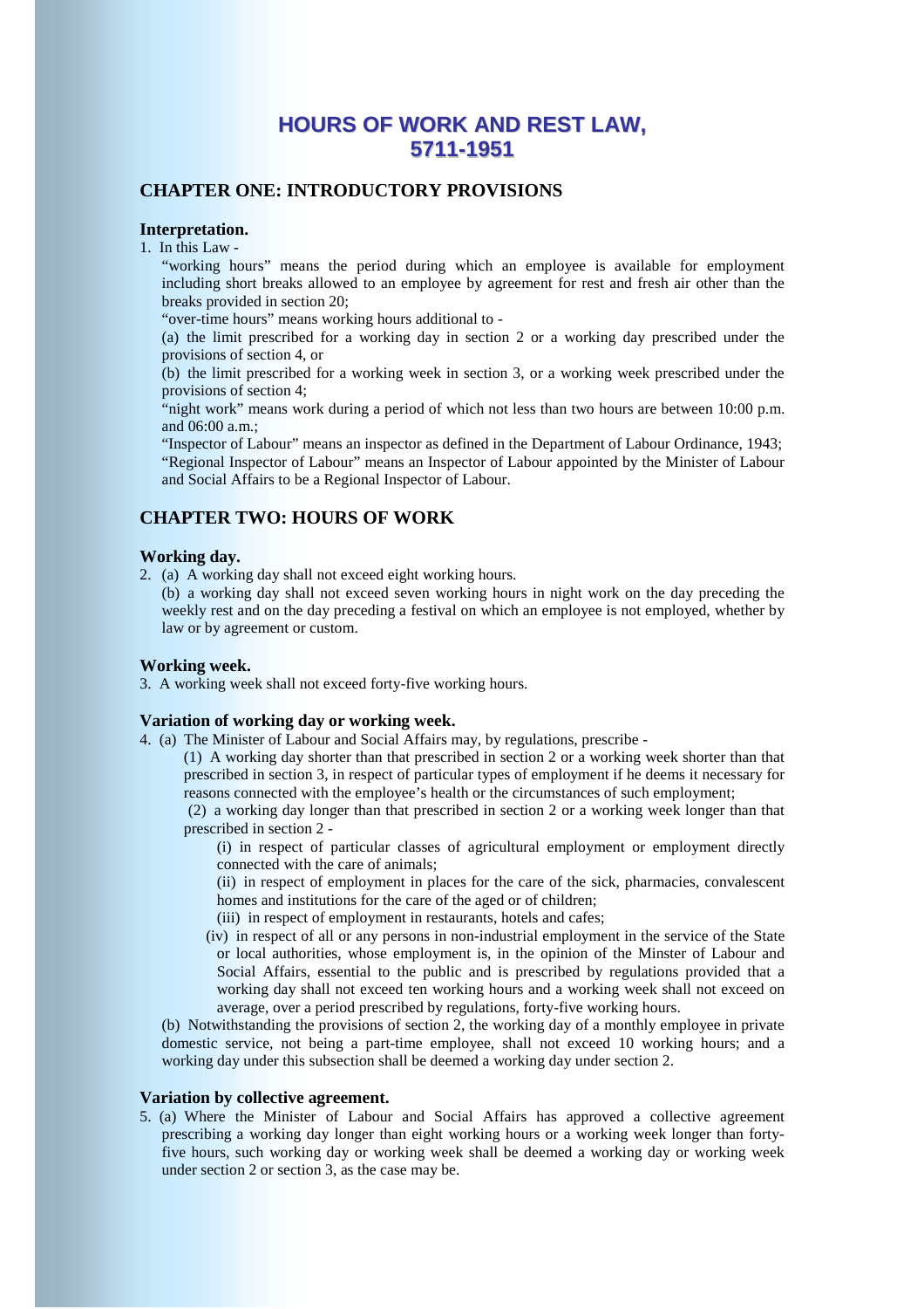# HOURS OF WORK AND REST LAW, 5711-1951

## CHAPTER ONE: INTRODUCTORY PROVISIONS

### Interpretation.

1. In this Law -

"working hours" means the period during which an employee is available for employment including short breaks allowed to an employee by agreement for rest and fresh air other than the breaks provided in section 20;

"over-time hours" means working hours additional to -

(a) the limit prescribed for a working day in section 2 or a working day prescribed under the provisions of section 4, or

(b) the limit prescribed for a working week in section 3, or a working week prescribed under the provisions of section 4;

"night work" means work during a period of which not less than two hours are between 10:00 p.m. and 06:00 a.m.;

"Inspector of Labour" means an inspector as defined in the Department of Labour Ordinance, 1943;

"Regional Inspector of Labour" means an Inspector of Labour appointed by the Minister of Labour and Social Affairs to be a Regional Inspector of Labour.

## CHAPTER TWO: HOURS OF WORK

### Working day.

2. (a) A working day shall not exceed eight working hours.

(b) a working day shall not exceed seven working hours in night work on the day preceding the weekly rest and on the day preceding a festival on which an employee is not employed, whether by law or by agreement or custom.

### Working week.

3. A working week shall not exceed forty-five working hours.

### Variation of working day or working week.

4. (a) The Minister of Labour and Social Affairs may, by regulations, prescribe -

(1) A working day shorter than that prescribed in section 2 or a working week shorter than that prescribed in section 3, in respect of particular types of employment if he deems it necessary for reasons connected with the employee's health or the circumstances of such employment;

(2) a working day longer than that prescribed in section 2 or a working week longer than that prescribed in section 2 -

(i) in respect of particular classes of agricultural employment or employment directly connected with the care of animals;

(ii) in respect of employment in places for the care of the sick, pharmacies, convalescent homes and institutions for the care of the aged or of children;

(iii) in respect of employment in restaurants, hotels and cafes;

(iv) in respect of all or any persons in non-industrial employment in the service of the State or local authorities, whose employment is, in the opinion of the Minster of Labour and Social Affairs, essential to the public and is prescribed by regulations provided that a working day shall not exceed ten working hours and a working week shall not exceed on average, over a period prescribed by regulations, forty-five working hours.

(b) Notwithstanding the provisions of section 2, the working day of a monthly employee in private domestic service, not being a part-time employee, shall not exceed 10 working hours; and a working day under this subsection shall be deemed a working day under section 2.

### Variation by collective agreement.

5. (a) Where the Minister of Labour and Social Affairs has approved a collective agreement prescribing a working day longer than eight working hours or a working week longer than forty-five hours, such working day or working week shall be deemed a working day or working week under section 2 or section 3, as the case may be.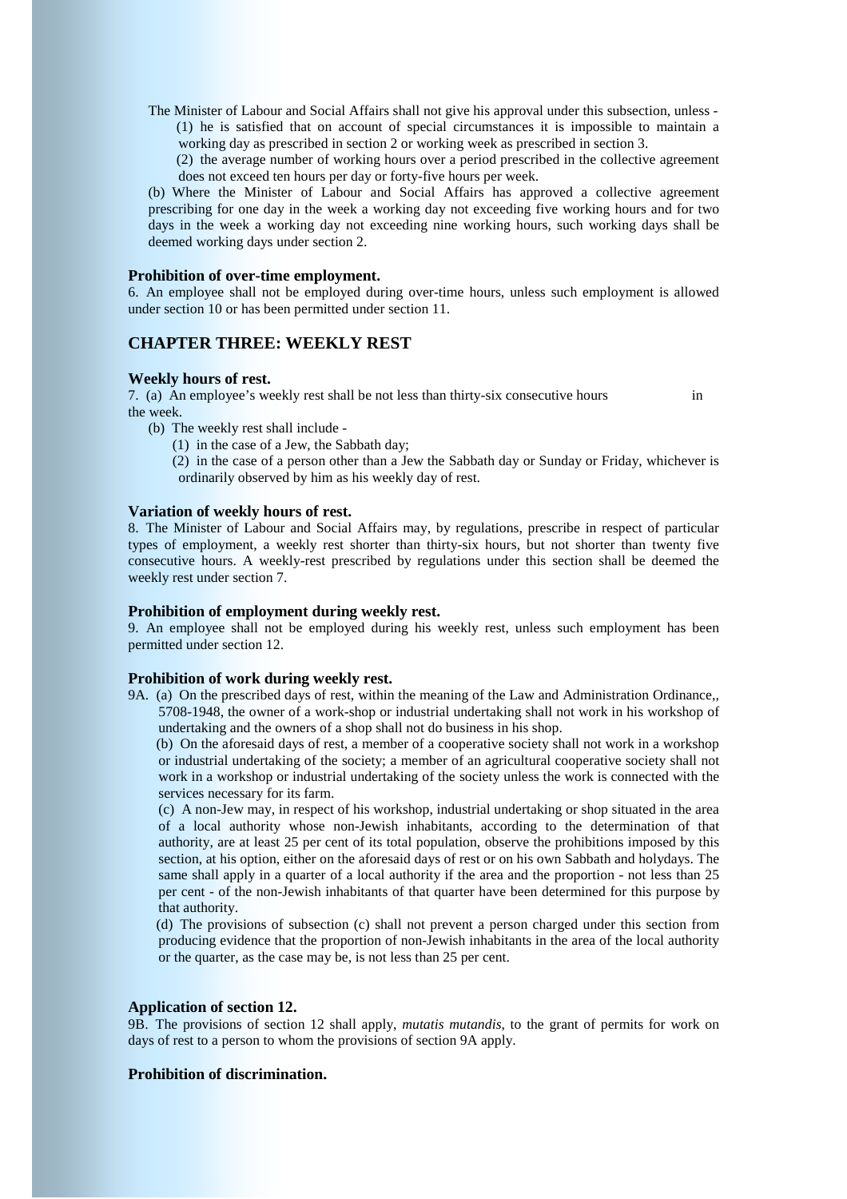The Minister of Labour and Social Affairs shall not give his approval under this subsection, unless -

(1) he is satisfied that on account of special circumstances it is impossible to maintain a working day as prescribed in section 2 or working week as prescribed in section 3.

(2) the average number of working hours over a period prescribed in the collective agreement does not exceed ten hours per day or forty-five hours per week.

(b) Where the Minister of Labour and Social Affairs has approved a collective agreement prescribing for one day in the week a working day not exceeding five working hours and for two days in the week a working day not exceeding nine working hours, such working days shall be deemed working days under section 2.

#### Prohibition of over-time employment.

6. An employee shall not be employed during over-time hours, unless such employment is allowed under section 10 or has been permitted under section 11.

## CHAPTER THREE: WEEKLY REST

#### Weekly hours of rest.

7. (a) An employee's weekly rest shall be not less than thirty-six consecutive hours in the week.

(b) The weekly rest shall include -

(1) in the case of a Jew, the Sabbath day;

(2) in the case of a person other than a Jew the Sabbath day or Sunday or Friday, whichever is ordinarily observed by him as his weekly day of rest.

#### Variation of weekly hours of rest.

8. The Minister of Labour and Social Affairs may, by regulations, prescribe in respect of particular types of employment, a weekly rest shorter than thirty-six hours, but not shorter than twenty five consecutive hours. A weekly-rest prescribed by regulations under this section shall be deemed the weekly rest under section 7.

#### Prohibition of employment during weekly rest.

9. An employee shall not be employed during his weekly rest, unless such employment has been permitted under section 12.

#### Prohibition of work during weekly rest.

9A. (a) On the prescribed days of rest, within the meaning of the Law and Administration Ordinance,, 5708-1948, the owner of a work-shop or industrial undertaking shall not work in his workshop of undertaking and the owners of a shop shall not do business in his shop.

(b) On the aforesaid days of rest, a member of a cooperative society shall not work in a workshop or industrial undertaking of the society; a member of an agricultural cooperative society shall not work in a workshop or industrial undertaking of the society unless the work is connected with the services necessary for its farm.

(c) A non-Jew may, in respect of his workshop, industrial undertaking or shop situated in the area of a local authority whose non-Jewish inhabitants, according to the determination of that authority, are at least 25 per cent of its total population, observe the prohibitions imposed by this section, at his option, either on the aforesaid days of rest or on his own Sabbath and holydays. The same shall apply in a quarter of a local authority if the area and the proportion - not less than 25 per cent - of the non-Jewish inhabitants of that quarter have been determined for this purpose by that authority.

(d) The provisions of subsection (c) shall not prevent a person charged under this section from producing evidence that the proportion of non-Jewish inhabitants in the area of the local authority or the quarter, as the case may be, is not less than 25 per cent.

#### Application of section 12.

9B. The provisions of section 12 shall apply, *mutatis mutandis*, to the grant of permits for work on days of rest to a person to whom the provisions of section 9A apply.

#### Prohibition of discrimination.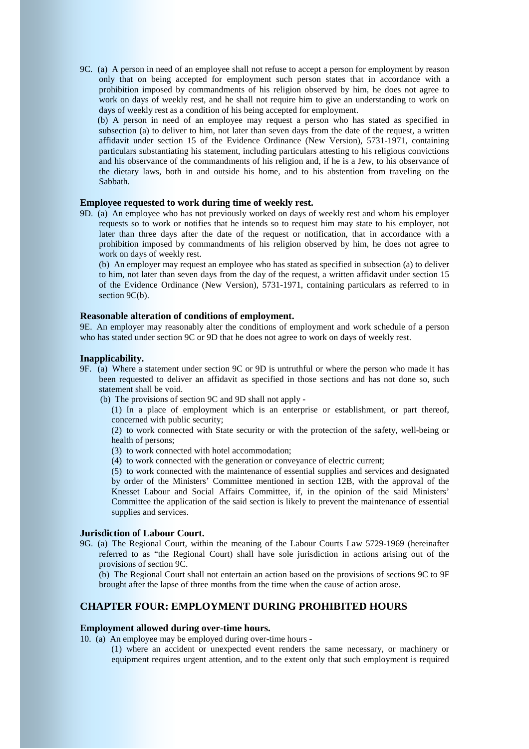9C. (a) A person in need of an employee shall not refuse to accept a person for employment by reason only that on being accepted for employment such person states that in accordance with a prohibition imposed by commandments of his religion observed by him, he does not agree to work on days of weekly rest, and he shall not require him to give an understanding to work on days of weekly rest as a condition of his being accepted for employment.

(b) A person in need of an employee may request a person who has stated as specified in subsection (a) to deliver to him, not later than seven days from the date of the request, a written affidavit under section 15 of the Evidence Ordinance (New Version), 5731-1971, containing particulars substantiating his statement, including particulars attesting to his religious convictions and his observance of the commandments of his religion and, if he is a Jew, to his observance of the dietary laws, both in and outside his home, and to his abstention from traveling on the Sabbath.

**Employee requested to work during time of weekly rest.**

9D. (a) An employee who has not previously worked on days of weekly rest and whom his employer requests so to work or notifies that he intends so to request him may state to his employer, not later than three days after the date of the request or notification, that in accordance with a prohibition imposed by commandments of his religion observed by him, he does not agree to work on days of weekly rest.

(b) An employer may request an employee who has stated as specified in subsection (a) to deliver to him, not later than seven days from the day of the request, a written affidavit under section 15 of the Evidence Ordinance (New Version), 5731-1971, containing particulars as referred to in section 9C(b).

**Reasonable alteration of conditions of employment.**

9E. An employer may reasonably alter the conditions of employment and work schedule of a person who has stated under section 9C or 9D that he does not agree to work on days of weekly rest.

**Inapplicability.**

9F. (a) Where a statement under section 9C or 9D is untruthful or where the person who made it has been requested to deliver an affidavit as specified in those sections and has not done so, such statement shall be void.

(b) The provisions of section 9C and 9D shall not apply -

(1) In a place of employment which is an enterprise or establishment, or part thereof, concerned with public security;

(2) to work connected with State security or with the protection of the safety, well-being or health of persons;

(3) to work connected with hotel accommodation;

(4) to work connected with the generation or conveyance of electric current;

(5) to work connected with the maintenance of essential supplies and services and designated by order of the Ministers' Committee mentioned in section 12B, with the approval of the Knesset Labour and Social Affairs Committee, if, in the opinion of the said Ministers' Committee the application of the said section is likely to prevent the maintenance of essential supplies and services.

**Jurisdiction of Labour Court.**

9G. (a) The Regional Court, within the meaning of the Labour Courts Law 5729-1969 (hereinafter referred to as "the Regional Court) shall have sole jurisdiction in actions arising out of the provisions of section 9C.

(b) The Regional Court shall not entertain an action based on the provisions of sections 9C to 9F brought after the lapse of three months from the time when the cause of action arose.

## CHAPTER FOUR: EMPLOYMENT DURING PROHIBITED HOURS

**Employment allowed during over-time hours.**

10. (a) An employee may be employed during over-time hours -

(1) where an accident or unexpected event renders the same necessary, or machinery or equipment requires urgent attention, and to the extent only that such employment is required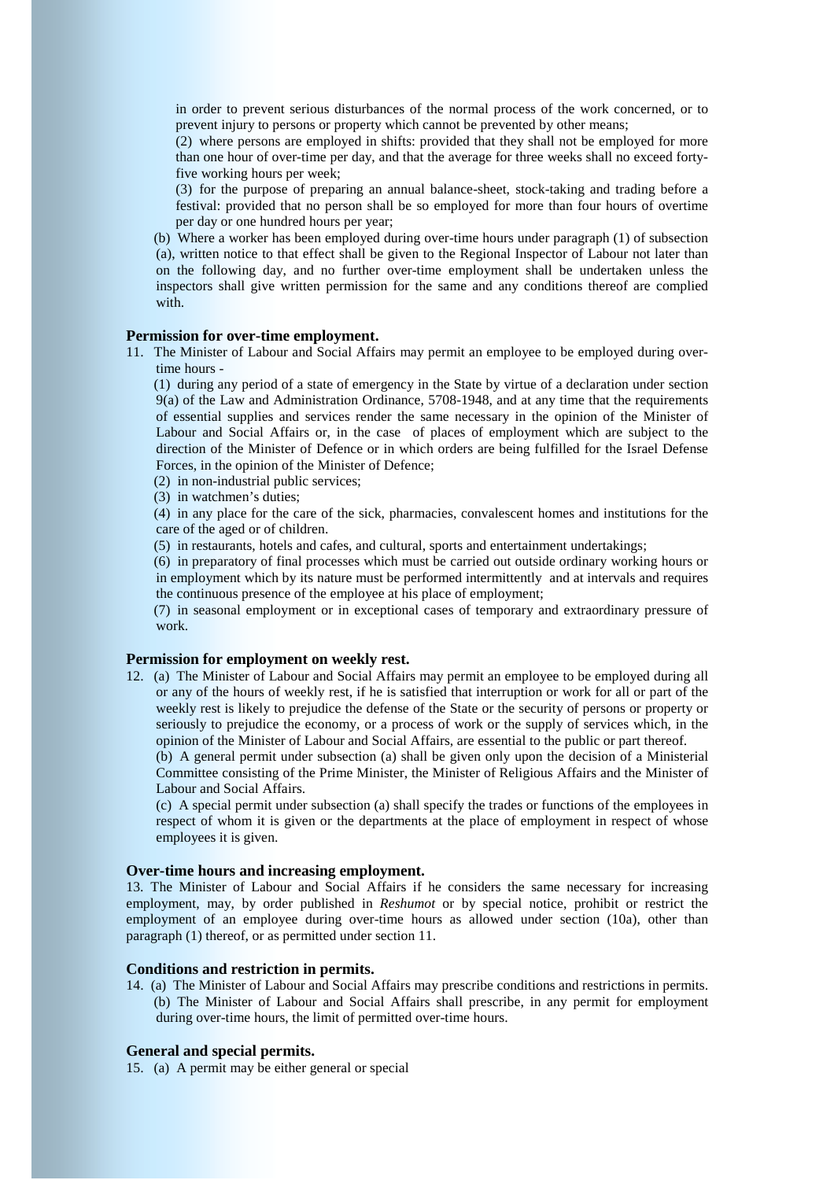in order to prevent serious disturbances of the normal process of the work concerned, or to prevent injury to persons or property which cannot be prevented by other means;

(2) where persons are employed in shifts: provided that they shall not be employed for more than one hour of over-time per day, and that the average for three weeks shall no exceed forty-five working hours per week;

(3) for the purpose of preparing an annual balance-sheet, stock-taking and trading before a festival: provided that no person shall be so employed for more than four hours of overtime per day or one hundred hours per year;

(b) Where a worker has been employed during over-time hours under paragraph (1) of subsection (a), written notice to that effect shall be given to the Regional Inspector of Labour not later than on the following day, and no further over-time employment shall be undertaken unless the inspectors shall give written permission for the same and any conditions thereof are complied with.

**Permission for over-time employment.**

11. The Minister of Labour and Social Affairs may permit an employee to be employed during over-time hours -

(1) during any period of a state of emergency in the State by virtue of a declaration under section 9(a) of the Law and Administration Ordinance, 5708-1948, and at any time that the requirements of essential supplies and services render the same necessary in the opinion of the Minister of Labour and Social Affairs or, in the case of places of employment which are subject to the direction of the Minister of Defence or in which orders are being fulfilled for the Israel Defense Forces, in the opinion of the Minister of Defence;

(2) in non-industrial public services;

(3) in watchmen's duties;

(4) in any place for the care of the sick, pharmacies, convalescent homes and institutions for the care of the aged or of children.

(5) in restaurants, hotels and cafes, and cultural, sports and entertainment undertakings;

(6) in preparatory of final processes which must be carried out outside ordinary working hours or in employment which by its nature must be performed intermittently and at intervals and requires the continuous presence of the employee at his place of employment;

(7) in seasonal employment or in exceptional cases of temporary and extraordinary pressure of work.

**Permission for employment on weekly rest.**

12. (a) The Minister of Labour and Social Affairs may permit an employee to be employed during all or any of the hours of weekly rest, if he is satisfied that interruption or work for all or part of the weekly rest is likely to prejudice the defense of the State or the security of persons or property or seriously to prejudice the economy, or a process of work or the supply of services which, in the opinion of the Minister of Labour and Social Affairs, are essential to the public or part thereof.

(b) A general permit under subsection (a) shall be given only upon the decision of a Ministerial Committee consisting of the Prime Minister, the Minister of Religious Affairs and the Minister of Labour and Social Affairs.

(c) A special permit under subsection (a) shall specify the trades or functions of the employees in respect of whom it is given or the departments at the place of employment in respect of whose employees it is given.

**Over-time hours and increasing employment.**

13. The Minister of Labour and Social Affairs if he considers the same necessary for increasing employment, may, by order published in *Reshumot* or by special notice, prohibit or restrict the employment of an employee during over-time hours as allowed under section (10a), other than paragraph (1) thereof, or as permitted under section 11.

**Conditions and restriction in permits.**

14. (a) The Minister of Labour and Social Affairs may prescribe conditions and restrictions in permits.

(b) The Minister of Labour and Social Affairs shall prescribe, in any permit for employment during over-time hours, the limit of permitted over-time hours.

**General and special permits.**

15. (a) A permit may be either general or special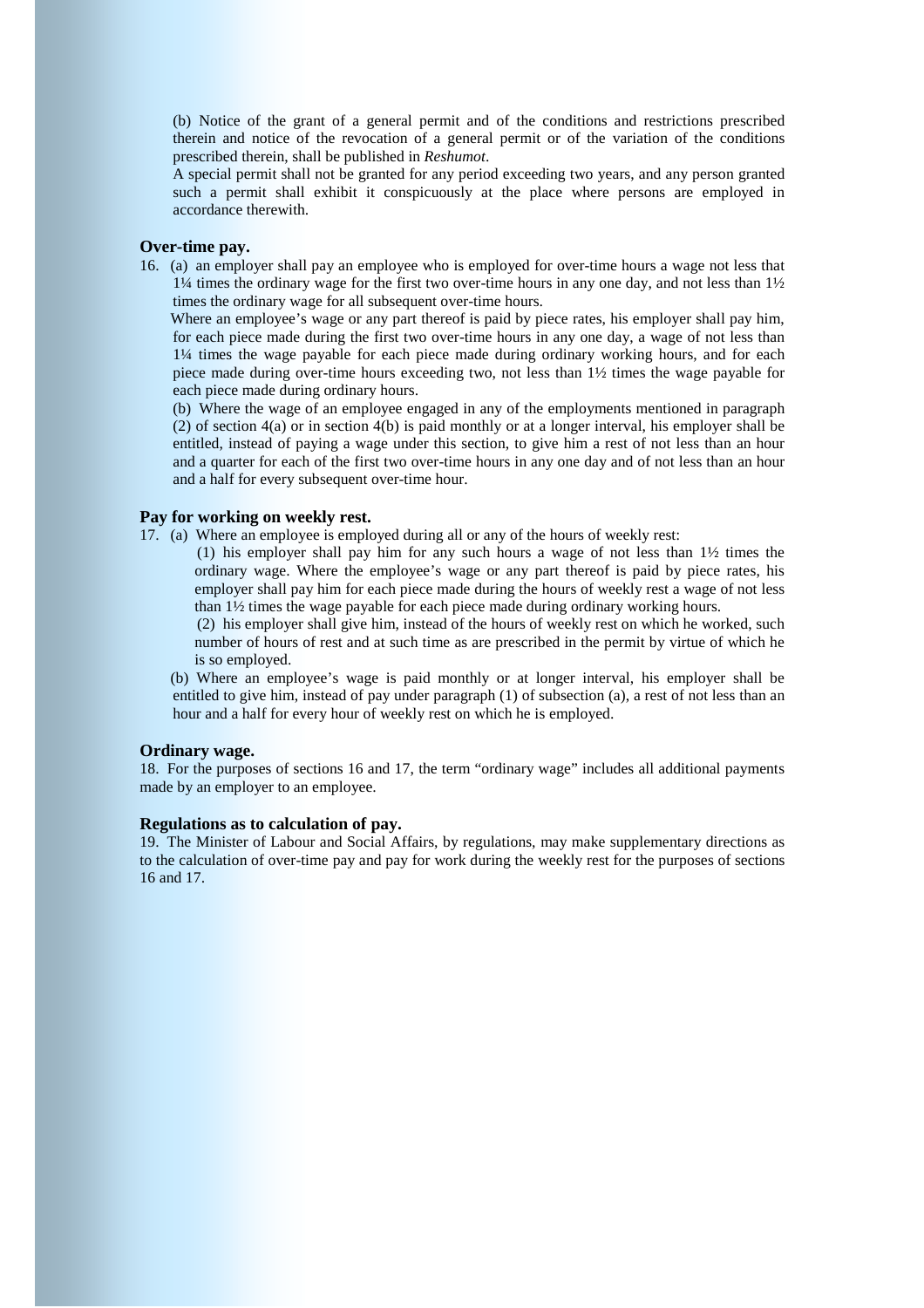(b) Notice of the grant of a general permit and of the conditions and restrictions prescribed therein and notice of the revocation of a general permit or of the variation of the conditions prescribed therein, shall be published in *Reshumot*.

A special permit shall not be granted for any period exceeding two years, and any person granted such a permit shall exhibit it conspicuously at the place where persons are employed in accordance therewith.

**Over-time pay.**

16. (a) an employer shall pay an employee who is employed for over-time hours a wage not less that 1¼ times the ordinary wage for the first two over-time hours in any one day, and not less than 1½ times the ordinary wage for all subsequent over-time hours.

Where an employee's wage or any part thereof is paid by piece rates, his employer shall pay him, for each piece made during the first two over-time hours in any one day, a wage of not less than 1¼ times the wage payable for each piece made during ordinary working hours, and for each piece made during over-time hours exceeding two, not less than 1½ times the wage payable for each piece made during ordinary hours.

(b) Where the wage of an employee engaged in any of the employments mentioned in paragraph (2) of section 4(a) or in section 4(b) is paid monthly or at a longer interval, his employer shall be entitled, instead of paying a wage under this section, to give him a rest of not less than an hour and a quarter for each of the first two over-time hours in any one day and of not less than an hour and a half for every subsequent over-time hour.

**Pay for working on weekly rest.**

17. (a) Where an employee is employed during all or any of the hours of weekly rest:

(1) his employer shall pay him for any such hours a wage of not less than 1½ times the ordinary wage. Where the employee's wage or any part thereof is paid by piece rates, his employer shall pay him for each piece made during the hours of weekly rest a wage of not less than 1½ times the wage payable for each piece made during ordinary working hours.

(2) his employer shall give him, instead of the hours of weekly rest on which he worked, such number of hours of rest and at such time as are prescribed in the permit by virtue of which he is so employed.

(b) Where an employee's wage is paid monthly or at longer interval, his employer shall be entitled to give him, instead of pay under paragraph (1) of subsection (a), a rest of not less than an hour and a half for every hour of weekly rest on which he is employed.

**Ordinary wage.**

18. For the purposes of sections 16 and 17, the term "ordinary wage" includes all additional payments made by an employer to an employee.

**Regulations as to calculation of pay.**

19. The Minister of Labour and Social Affairs, by regulations, may make supplementary directions as to the calculation of over-time pay and pay for work during the weekly rest for the purposes of sections 16 and 17.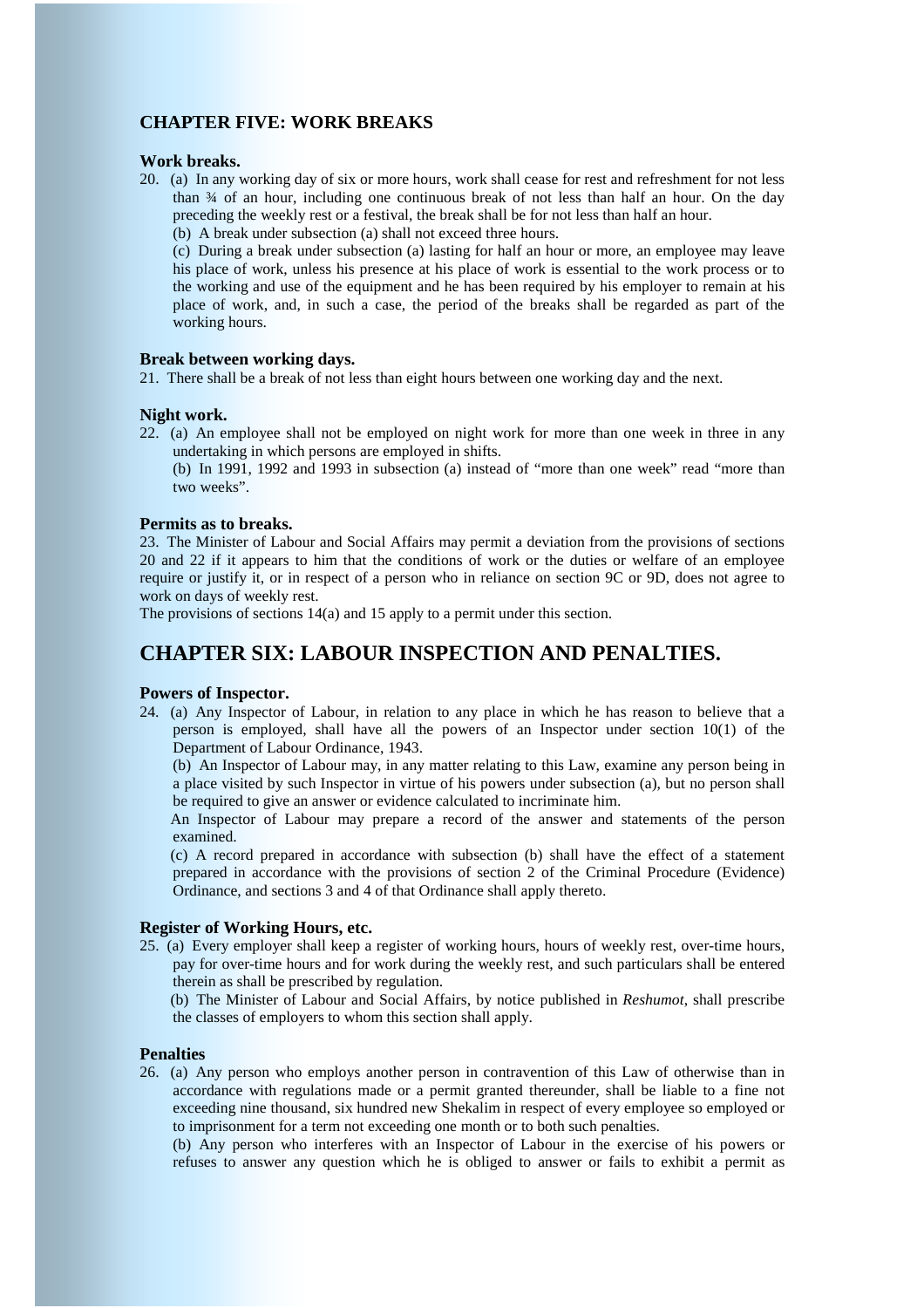## CHAPTER FIVE: WORK BREAKS

### Work breaks.

20. (a) In any working day of six or more hours, work shall cease for rest and refreshment for not less than ¾ of an hour, including one continuous break of not less than half an hour. On the day preceding the weekly rest or a festival, the break shall be for not less than half an hour.

(b) A break under subsection (a) shall not exceed three hours.

(c) During a break under subsection (a) lasting for half an hour or more, an employee may leave his place of work, unless his presence at his place of work is essential to the work process or to the working and use of the equipment and he has been required by his employer to remain at his place of work, and, in such a case, the period of the breaks shall be regarded as part of the working hours.

### Break between working days.

21. There shall be a break of not less than eight hours between one working day and the next.

### Night work.

22. (a) An employee shall not be employed on night work for more than one week in three in any undertaking in which persons are employed in shifts.

(b) In 1991, 1992 and 1993 in subsection (a) instead of "more than one week" read "more than two weeks".

### Permits as to breaks.

23. The Minister of Labour and Social Affairs may permit a deviation from the provisions of sections 20 and 22 if it appears to him that the conditions of work or the duties or welfare of an employee require or justify it, or in respect of a person who in reliance on section 9C or 9D, does not agree to work on days of weekly rest.

The provisions of sections 14(a) and 15 apply to a permit under this section.

# CHAPTER SIX: LABOUR INSPECTION AND PENALTIES.

### Powers of Inspector.

24. (a) Any Inspector of Labour, in relation to any place in which he has reason to believe that a person is employed, shall have all the powers of an Inspector under section 10(1) of the Department of Labour Ordinance, 1943.

(b) An Inspector of Labour may, in any matter relating to this Law, examine any person being in a place visited by such Inspector in virtue of his powers under subsection (a), but no person shall be required to give an answer or evidence calculated to incriminate him.

An Inspector of Labour may prepare a record of the answer and statements of the person examined.

(c) A record prepared in accordance with subsection (b) shall have the effect of a statement prepared in accordance with the provisions of section 2 of the Criminal Procedure (Evidence) Ordinance, and sections 3 and 4 of that Ordinance shall apply thereto.

### Register of Working Hours, etc.

25. (a) Every employer shall keep a register of working hours, hours of weekly rest, over-time hours, pay for over-time hours and for work during the weekly rest, and such particulars shall be entered therein as shall be prescribed by regulation.

(b) The Minister of Labour and Social Affairs, by notice published in *Reshumot*, shall prescribe the classes of employers to whom this section shall apply.

### Penalties

26. (a) Any person who employs another person in contravention of this Law of otherwise than in accordance with regulations made or a permit granted thereunder, shall be liable to a fine not exceeding nine thousand, six hundred new Shekalim in respect of every employee so employed or to imprisonment for a term not exceeding one month or to both such penalties.

(b) Any person who interferes with an Inspector of Labour in the exercise of his powers or refuses to answer any question which he is obliged to answer or fails to exhibit a permit as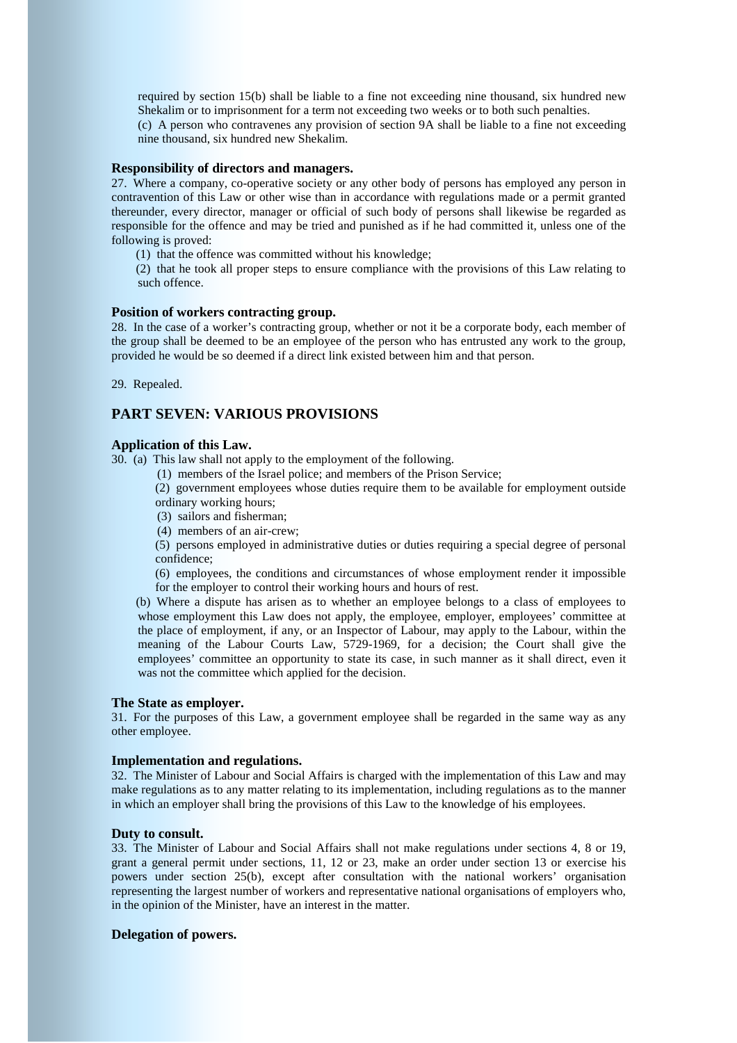required by section 15(b) shall be liable to a fine not exceeding nine thousand, six hundred new Shekalim or to imprisonment for a term not exceeding two weeks or to both such penalties.

(c) A person who contravenes any provision of section 9A shall be liable to a fine not exceeding nine thousand, six hundred new Shekalim.

**Responsibility of directors and managers.**

27. Where a company, co-operative society or any other body of persons has employed any person in contravention of this Law or other wise than in accordance with regulations made or a permit granted thereunder, every director, manager or official of such body of persons shall likewise be regarded as responsible for the offence and may be tried and punished as if he had committed it, unless one of the following is proved:

(1) that the offence was committed without his knowledge;

(2) that he took all proper steps to ensure compliance with the provisions of this Law relating to such offence.

**Position of workers contracting group.**

28. In the case of a worker's contracting group, whether or not it be a corporate body, each member of the group shall be deemed to be an employee of the person who has entrusted any work to the group, provided he would be so deemed if a direct link existed between him and that person.

29. Repealed.

## PART SEVEN: VARIOUS PROVISIONS

**Application of this Law.**

30. (a) This law shall not apply to the employment of the following.

(1) members of the Israel police; and members of the Prison Service;

(2) government employees whose duties require them to be available for employment outside ordinary working hours;

(3) sailors and fisherman;

(4) members of an air-crew;

(5) persons employed in administrative duties or duties requiring a special degree of personal confidence;

(6) employees, the conditions and circumstances of whose employment render it impossible for the employer to control their working hours and hours of rest.

(b) Where a dispute has arisen as to whether an employee belongs to a class of employees to whose employment this Law does not apply, the employee, employer, employees' committee at the place of employment, if any, or an Inspector of Labour, may apply to the Labour, within the meaning of the Labour Courts Law, 5729-1969, for a decision; the Court shall give the employees' committee an opportunity to state its case, in such manner as it shall direct, even it was not the committee which applied for the decision.

**The State as employer.**

31. For the purposes of this Law, a government employee shall be regarded in the same way as any other employee.

**Implementation and regulations.**

32. The Minister of Labour and Social Affairs is charged with the implementation of this Law and may make regulations as to any matter relating to its implementation, including regulations as to the manner in which an employer shall bring the provisions of this Law to the knowledge of his employees.

**Duty to consult.**

33. The Minister of Labour and Social Affairs shall not make regulations under sections 4, 8 or 19, grant a general permit under sections, 11, 12 or 23, make an order under section 13 or exercise his powers under section 25(b), except after consultation with the national workers' organisation representing the largest number of workers and representative national organisations of employers who, in the opinion of the Minister, have an interest in the matter.

**Delegation of powers.**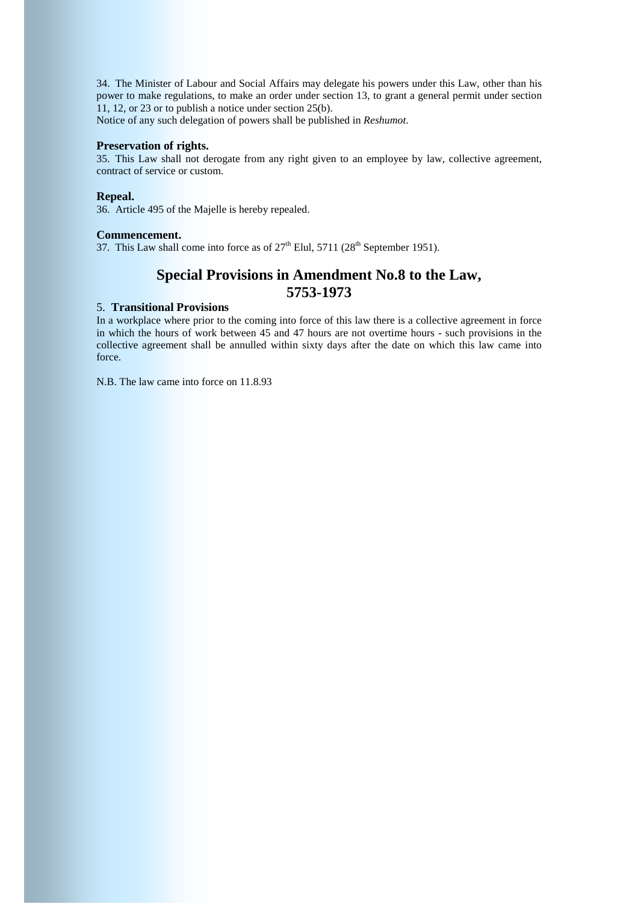34. The Minister of Labour and Social Affairs may delegate his powers under this Law, other than his power to make regulations, to make an order under section 13, to grant a general permit under section 11, 12, or 23 or to publish a notice under section 25(b).
Notice of any such delegation of powers shall be published in *Reshumot*.

**Preservation of rights.**
35. This Law shall not derogate from any right given to an employee by law, collective agreement, contract of service or custom.

**Repeal.**
36. Article 495 of the Majelle is hereby repealed.

**Commencement.**
37. This Law shall come into force as of 27th Elul, 5711 (28th September 1951).

## Special Provisions in Amendment No.8 to the Law, 5753-1973

5. **Transitional Provisions**
In a workplace where prior to the coming into force of this law there is a collective agreement in force in which the hours of work between 45 and 47 hours are not overtime hours - such provisions in the collective agreement shall be annulled within sixty days after the date on which this law came into force.

N.B. The law came into force on 11.8.93